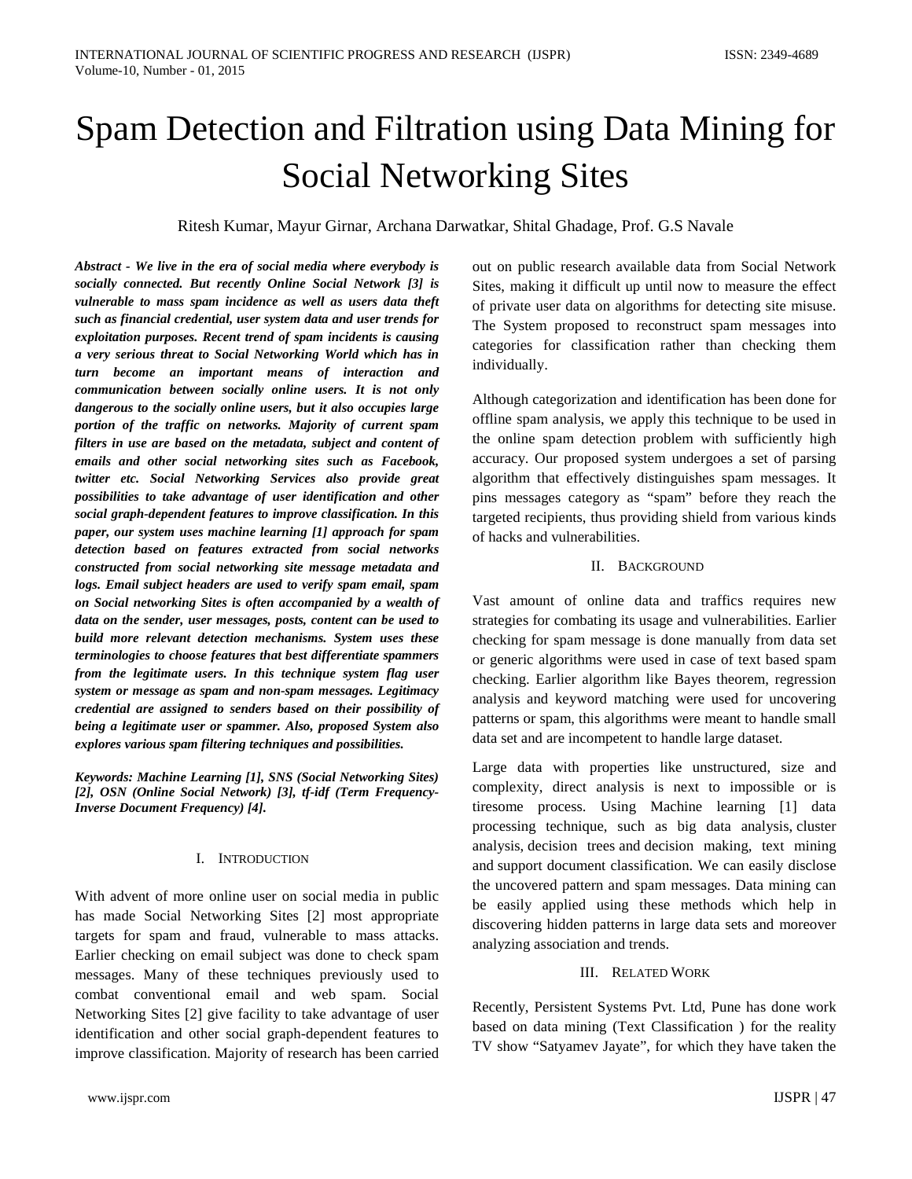# Spam Detection and Filtration using Data Mining for Social Networking Sites

Ritesh Kumar, Mayur Girnar, Archana Darwatkar, Shital Ghadage, Prof. G.S Navale

***Abstract - We live in the era of social media where everybody is socially connected. But recently Online Social Network [3] is vulnerable to mass spam incidence as well as users data theft such as financial credential, user system data and user trends for exploitation purposes. Recent trend of spam incidents is causing a very serious threat to Social Networking World which has in turn become an important means of interaction and communication between socially online users. It is not only dangerous to the socially online users, but it also occupies large portion of the traffic on networks. Majority of current spam filters in use are based on the metadata, subject and content of emails and other social networking sites such as Facebook, twitter etc. Social Networking Services also provide great possibilities to take advantage of user identification and other social graph-dependent features to improve classification. In this paper, our system uses machine learning [1] approach for spam detection based on features extracted from social networks constructed from social networking site message metadata and logs. Email subject headers are used to verify spam email, spam on Social networking Sites is often accompanied by a wealth of data on the sender, user messages, posts, content can be used to build more relevant detection mechanisms. System uses these terminologies to choose features that best differentiate spammers from the legitimate users. In this technique system flag user system or message as spam and non-spam messages. Legitimacy credential are assigned to senders based on their possibility of being a legitimate user or spammer. Also, proposed System also explores various spam filtering techniques and possibilities.***

***Keywords: Machine Learning [1], SNS (Social Networking Sites) [2], OSN (Online Social Network) [3], tf-idf (Term Frequency-Inverse Document Frequency) [4].***

## I. Introduction

With advent of more online user on social media in public has made Social Networking Sites [2] most appropriate targets for spam and fraud, vulnerable to mass attacks. Earlier checking on email subject was done to check spam messages. Many of these techniques previously used to combat conventional email and web spam. Social Networking Sites [2] give facility to take advantage of user identification and other social graph-dependent features to improve classification. Majority of research has been carried out on public research available data from Social Network Sites, making it difficult up until now to measure the effect of private user data on algorithms for detecting site misuse. The System proposed to reconstruct spam messages into categories for classification rather than checking them individually.

Although categorization and identification has been done for offline spam analysis, we apply this technique to be used in the online spam detection problem with sufficiently high accuracy. Our proposed system undergoes a set of parsing algorithm that effectively distinguishes spam messages. It pins messages category as "spam" before they reach the targeted recipients, thus providing shield from various kinds of hacks and vulnerabilities.

## II. Background

Vast amount of online data and traffics requires new strategies for combating its usage and vulnerabilities. Earlier checking for spam message is done manually from data set or generic algorithms were used in case of text based spam checking. Earlier algorithm like Bayes theorem, regression analysis and keyword matching were used for uncovering patterns or spam, this algorithms were meant to handle small data set and are incompetent to handle large dataset.

Large data with properties like unstructured, size and complexity, direct analysis is next to impossible or is tiresome process. Using Machine learning [1] data processing technique, such as big data analysis, cluster analysis, decision trees and decision making, text mining and support document classification. We can easily disclose the uncovered pattern and spam messages. Data mining can be easily applied using these methods which help in discovering hidden patterns in large data sets and moreover analyzing association and trends.

## III. Related Work

Recently, Persistent Systems Pvt. Ltd, Pune has done work based on data mining (Text Classification ) for the reality TV show "Satyamev Jayate", for which they have taken the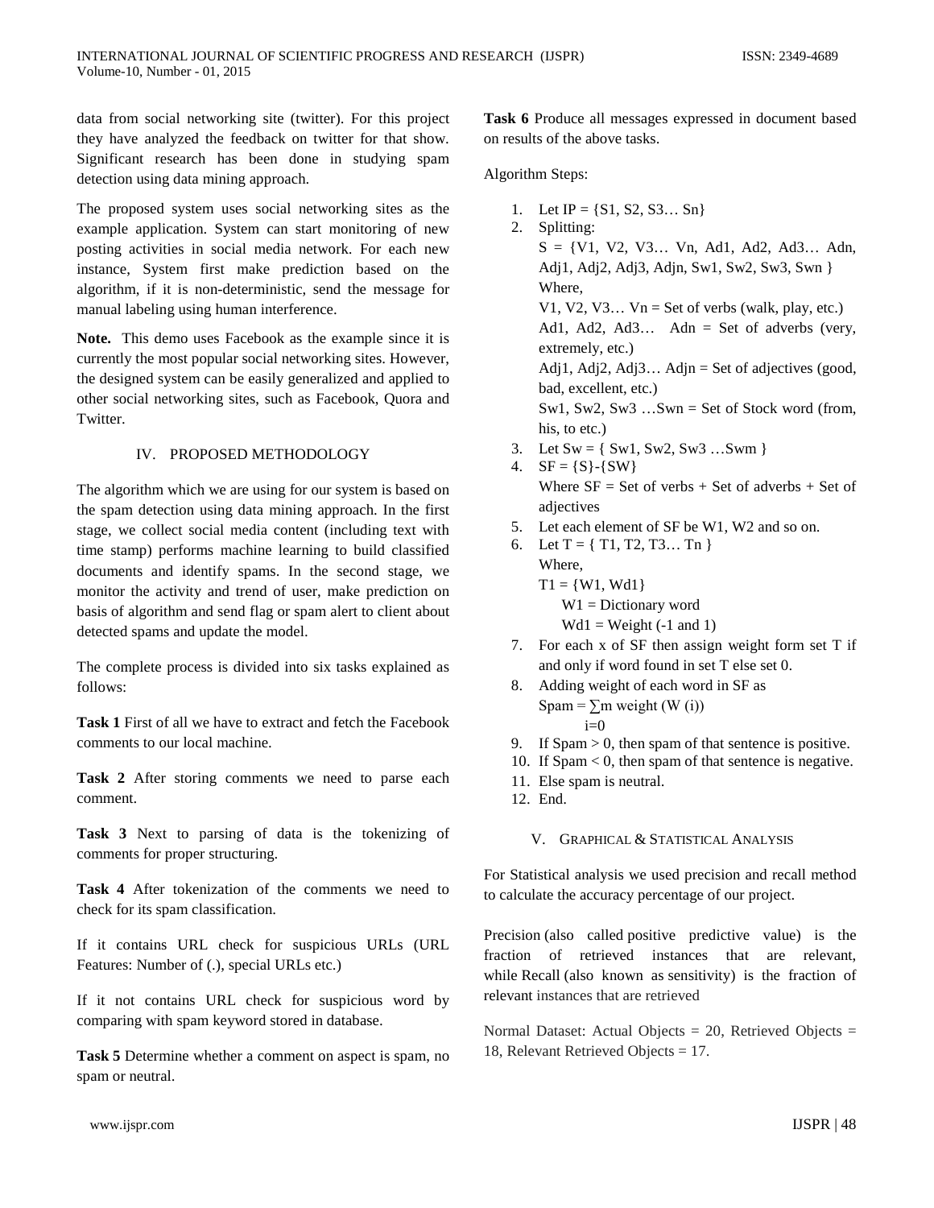data from social networking site (twitter). For this project they have analyzed the feedback on twitter for that show. Significant research has been done in studying spam detection using data mining approach.

The proposed system uses social networking sites as the example application. System can start monitoring of new posting activities in social media network. For each new instance, System first make prediction based on the algorithm, if it is non-deterministic, send the message for manual labeling using human interference.

**Note.** This demo uses Facebook as the example since it is currently the most popular social networking sites. However, the designed system can be easily generalized and applied to other social networking sites, such as Facebook, Quora and Twitter.

## IV. PROPOSED METHODOLOGY

The algorithm which we are using for our system is based on the spam detection using data mining approach. In the first stage, we collect social media content (including text with time stamp) performs machine learning to build classified documents and identify spams. In the second stage, we monitor the activity and trend of user, make prediction on basis of algorithm and send flag or spam alert to client about detected spams and update the model.

The complete process is divided into six tasks explained as follows:

**Task 1** First of all we have to extract and fetch the Facebook comments to our local machine.

**Task 2** After storing comments we need to parse each comment.

**Task 3** Next to parsing of data is the tokenizing of comments for proper structuring.

**Task 4** After tokenization of the comments we need to check for its spam classification.

If it contains URL check for suspicious URLs (URL Features: Number of (.), special URLs etc.)

If it not contains URL check for suspicious word by comparing with spam keyword stored in database.

**Task 5** Determine whether a comment on aspect is spam, no spam or neutral.

**Task 6** Produce all messages expressed in document based on results of the above tasks.

Algorithm Steps:

1. Let IP = {S1, S2, S3… Sn}
2. Splitting:
   S = {V1, V2, V3… Vn, Ad1, Ad2, Ad3… Adn, Adj1, Adj2, Adj3, Adjn, Sw1, Sw2, Sw3, Swn }
   Where,
   V1, V2, V3… Vn = Set of verbs (walk, play, etc.)
   Ad1, Ad2, Ad3… Adn = Set of adverbs (very, extremely, etc.)
   Adj1, Adj2, Adj3… Adjn = Set of adjectives (good, bad, excellent, etc.)
   Sw1, Sw2, Sw3 …Swn = Set of Stock word (from, his, to etc.)
3. Let Sw = { Sw1, Sw2, Sw3 …Swm }
4. SF = {S}-{SW}
   Where SF = Set of verbs + Set of adverbs + Set of adjectives
5. Let each element of SF be W1, W2 and so on.
6. Let T = { T1, T2, T3… Tn }
   Where,
   T1 = {W1, Wd1}
   W1 = Dictionary word
   Wd1 = Weight (-1 and 1)
7. For each x of SF then assign weight form set T if and only if word found in set T else set 0.
8. Adding weight of each word in SF as
   $$Spam = \sum_{i=0}^{m} weight\ (W\ (i))$$
9. If Spam > 0, then spam of that sentence is positive.
10. If Spam < 0, then spam of that sentence is negative.
11. Else spam is neutral.
12. End.

## V. GRAPHICAL & STATISTICAL ANALYSIS

For Statistical analysis we used precision and recall method to calculate the accuracy percentage of our project.

Precision (also called positive predictive value) is the fraction of retrieved instances that are relevant, while Recall (also known as sensitivity) is the fraction of relevant instances that are retrieved

Normal Dataset: Actual Objects = 20, Retrieved Objects = 18, Relevant Retrieved Objects = 17.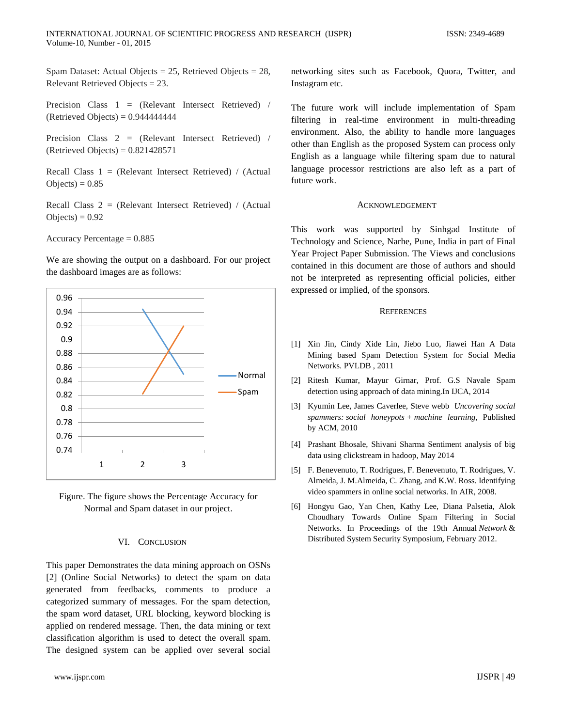Spam Dataset: Actual Objects = 25, Retrieved Objects = 28, Relevant Retrieved Objects = 23.

Precision Class 1 = (Relevant Intersect Retrieved) / (Retrieved Objects) = 0.944444444

Precision Class 2 = (Relevant Intersect Retrieved) / (Retrieved Objects) = 0.821428571

Recall Class 1 = (Relevant Intersect Retrieved) / (Actual Objects) = 0.85

Recall Class 2 = (Relevant Intersect Retrieved) / (Actual Objects) = 0.92

Accuracy Percentage = 0.885

We are showing the output on a dashboard. For our project the dashboard images are as follows:

0.96
0.94
0.92
0.9
0.88
0.86
0.84
0.82
0.8
0.78
0.76
0.74

1
2
3

Normal
Spam

Figure. The figure shows the Percentage Accuracy for Normal and Spam dataset in our project.

## VI. Conclusion

This paper Demonstrates the data mining approach on OSNs [2] (Online Social Networks) to detect the spam on data generated from feedbacks, comments to produce a categorized summary of messages. For the spam detection, the spam word dataset, URL blocking, keyword blocking is applied on rendered message. Then, the data mining or text classification algorithm is used to detect the overall spam. The designed system can be applied over several social networking sites such as Facebook, Quora, Twitter, and Instagram etc.

The future work will include implementation of Spam filtering in real-time environment in multi-threading environment. Also, the ability to handle more languages other than English as the proposed System can process only English as a language while filtering spam due to natural language processor restrictions are also left as a part of future work.

## Acknowledgement

This work was supported by Sinhgad Institute of Technology and Science, Narhe, Pune, India in part of Final Year Project Paper Submission. The Views and conclusions contained in this document are those of authors and should not be interpreted as representing official policies, either expressed or implied, of the sponsors.

## References

[1] Xin Jin, Cindy Xide Lin, Jiebo Luo, Jiawei Han A Data Mining based Spam Detection System for Social Media Networks. PVLDB , 2011

[2] Ritesh Kumar, Mayur Girnar, Prof. G.S Navale Spam detection using approach of data mining.In IJCA, 2014

[3] Kyumin Lee, James Caverlee, Steve webb *Uncovering social spammers: social honeypots + machine learning*, Published by ACM, 2010

[4] Prashant Bhosale, Shivani Sharma Sentiment analysis of big data using clickstream in hadoop, May 2014

[5] F. Benevenuto, T. Rodrigues, F. Benevenuto, T. Rodrigues, V. Almeida, J. M.Almeida, C. Zhang, and K.W. Ross. Identifying video spammers in online social networks. In AIR, 2008.

[6] Hongyu Gao, Yan Chen, Kathy Lee, Diana Palsetia, Alok Choudhary Towards Online Spam Filtering in Social Networks. In Proceedings of the 19th Annual *Network* & Distributed System Security Symposium, February 2012.